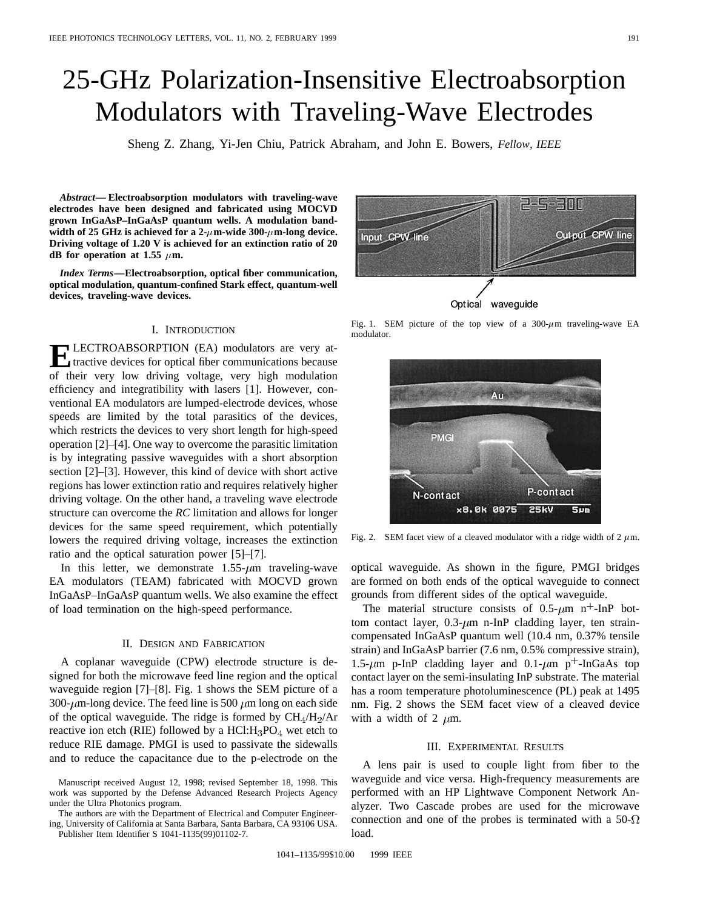# 25-GHz Polarization-Insensitive Electroabsorption Modulators with Traveling-Wave Electrodes

Sheng Z. Zhang, Yi-Jen Chiu, Patrick Abraham, and John E. Bowers, *Fellow, IEEE*

***Abstract*— Electroabsorption modulators with traveling-wave electrodes have been designed and fabricated using MOCVD grown InGaAsP–InGaAsP quantum wells. A modulation bandwidth of 25 GHz is achieved for a 2-$\mu$m-wide 300-$\mu$m-long device. Driving voltage of 1.20 V is achieved for an extinction ratio of 20 dB for operation at 1.55 $\mu$m.**

***Index Terms*—Electroabsorption, optical fiber communication, optical modulation, quantum-confined Stark effect, quantum-well devices, traveling-wave devices.**

## I. Introduction

Electroabsorption (EA) modulators are very attractive devices for optical fiber communications because of their very low driving voltage, very high modulation efficiency and integratibility with lasers [1]. However, conventional EA modulators are lumped-electrode devices, whose speeds are limited by the total parasitics of the devices, which restricts the devices to very short length for high-speed operation [2]–[4]. One way to overcome the parasitic limitation is by integrating passive waveguides with a short absorption section [2]–[3]. However, this kind of device with short active regions has lower extinction ratio and requires relatively higher driving voltage. On the other hand, a traveling wave electrode structure can overcome the *RC* limitation and allows for longer devices for the same speed requirement, which potentially lowers the required driving voltage, increases the extinction ratio and the optical saturation power [5]–[7].

In this letter, we demonstrate 1.55-$\mu$m traveling-wave EA modulators (TEAM) fabricated with MOCVD grown InGaAsP–InGaAsP quantum wells. We also examine the effect of load termination on the high-speed performance.

## II. Design and Fabrication

A coplanar waveguide (CPW) electrode structure is designed for both the microwave feed line region and the optical waveguide region [7]–[8]. Fig. 1 shows the SEM picture of a 300-$\mu$m-long device. The feed line is 500 $\mu$m long on each side of the optical waveguide. The ridge is formed by $CH_4/H_2/Ar$ reactive ion etch (RIE) followed by a $HCl:H_3PO_4$ wet etch to reduce RIE damage. PMGI is used to passivate the sidewalls and to reduce the capacitance due to the p-electrode on the optical waveguide. As shown in the figure, PMGI bridges are formed on both ends of the optical waveguide to connect grounds from different sides of the optical waveguide.

Fig. 1. SEM picture of the top view of a 300-$\mu$m traveling-wave EA modulator.

Fig. 2. SEM facet view of a cleaved modulator with a ridge width of 2 $\mu$m.

The material structure consists of 0.5-$\mu$m $n^+$-InP bottom contact layer, 0.3-$\mu$m n-InP cladding layer, ten strain-compensated InGaAsP quantum well (10.4 nm, 0.37% tensile strain) and InGaAsP barrier (7.6 nm, 0.5% compressive strain), 1.5-$\mu$m p-InP cladding layer and 0.1-$\mu$m $p^+$-InGaAs top contact layer on the semi-insulating InP substrate. The material has a room temperature photoluminescence (PL) peak at 1495 nm. Fig. 2 shows the SEM facet view of a cleaved device with a width of 2 $\mu$m.

## III. Experimental Results

A lens pair is used to couple light from fiber to the waveguide and vice versa. High-frequency measurements are performed with an HP Lightwave Component Network Analyzer. Two Cascade probes are used for the microwave connection and one of the probes is terminated with a 50-$\Omega$ load.

Manuscript received August 12, 1998; revised September 18, 1998. This work was supported by the Defense Advanced Research Projects Agency under the Ultra Photonics program.

The authors are with the Department of Electrical and Computer Engineering, University of California at Santa Barbara, Santa Barbara, CA 93106 USA.

Publisher Item Identifier S 1041-1135(99)01102-7.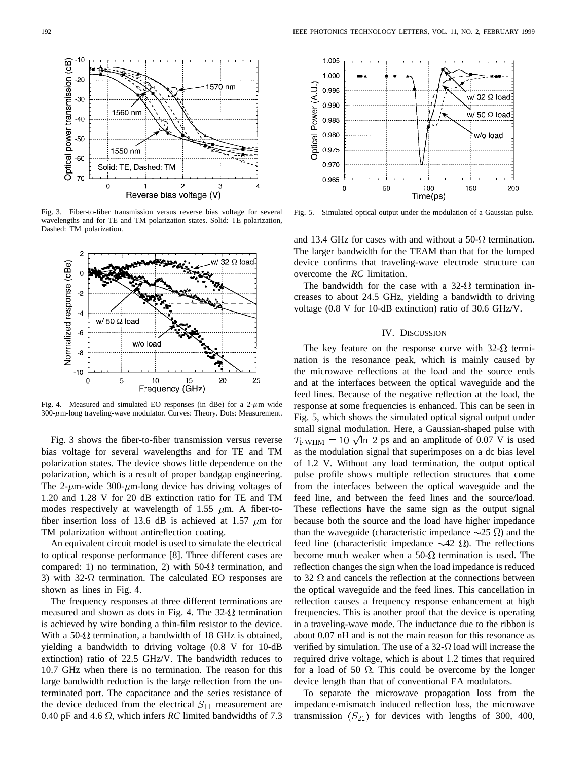Fig. 3. Fiber-to-fiber transmission versus reverse bias voltage for several wavelengths and for TE and TM polarization states. Solid: TE polarization, Dashed: TM polarization.

Fig. 4. Measured and simulated EO responses (in dBe) for a 2-$\mu$m wide 300-$\mu$m-long traveling-wave modulator. Curves: Theory. Dots: Measurement.

Fig. 3 shows the fiber-to-fiber transmission versus reverse bias voltage for several wavelengths and for TE and TM polarization states. The device shows little dependence on the polarization, which is a result of proper bandgap engineering. The 2-$\mu$m-wide 300-$\mu$m-long device has driving voltages of 1.20 and 1.28 V for 20 dB extinction ratio for TE and TM modes respectively at wavelength of 1.55 $\mu$m. A fiber-to-fiber insertion loss of 13.6 dB is achieved at 1.57 $\mu$m for TM polarization without antireflection coating.

An equivalent circuit model is used to simulate the electrical to optical response performance [8]. Three different cases are compared: 1) no termination, 2) with 50-$\Omega$ termination, and 3) with 32-$\Omega$ termination. The calculated EO responses are shown as lines in Fig. 4.

The frequency responses at three different terminations are measured and shown as dots in Fig. 4. The 32-$\Omega$ termination is achieved by wire bonding a thin-film resistor to the device. With a 50-$\Omega$ termination, a bandwidth of 18 GHz is obtained, yielding a bandwidth to driving voltage (0.8 V for 10-dB extinction) ratio of 22.5 GHz/V. The bandwidth reduces to 10.7 GHz when there is no termination. The reason for this large bandwidth reduction is the large reflection from the unterminated port. The capacitance and the series resistance of the device deduced from the electrical $S_{11}$ measurement are 0.40 pF and 4.6 $\Omega$, which infers *RC* limited bandwidths of 7.3 and 13.4 GHz for cases with and without a 50-$\Omega$ termination. The larger bandwidth for the TEAM than that for the lumped device confirms that traveling-wave electrode structure can overcome the *RC* limitation.

The bandwidth for the case with a 32-$\Omega$ termination increases to about 24.5 GHz, yielding a bandwidth to driving voltage (0.8 V for 10-dB extinction) ratio of 30.6 GHz/V.

Fig. 5. Simulated optical output under the modulation of a Gaussian pulse.

## IV. Discussion

The key feature on the response curve with 32-$\Omega$ termination is the resonance peak, which is mainly caused by the microwave reflections at the load and the source ends and at the interfaces between the optical waveguide and the feed lines. Because of the negative reflection at the load, the response at some frequencies is enhanced. This can be seen in Fig. 5, which shows the simulated optical signal output under small signal modulation. Here, a Gaussian-shaped pulse with $T_{\text{FWHM}} = 10\sqrt{\ln 2}$ ps and an amplitude of 0.07 V is used as the modulation signal that superimposes on a dc bias level of 1.2 V. Without any load termination, the output optical pulse profile shows multiple reflection structures that come from the interfaces between the optical waveguide and the feed line, and between the feed lines and the source/load. These reflections have the same sign as the output signal because both the source and the load have higher impedance than the waveguide (characteristic impedance $\sim$25 $\Omega$) and the feed line (characteristic impedance $\sim$42 $\Omega$). The reflections become much weaker when a 50-$\Omega$ termination is used. The reflection changes the sign when the load impedance is reduced to 32 $\Omega$ and cancels the reflection at the connections between the optical waveguide and the feed lines. This cancellation in reflection causes a frequency response enhancement at high frequencies. This is another proof that the device is operating in a traveling-wave mode. The inductance due to the ribbon is about 0.07 nH and is not the main reason for this resonance as verified by simulation. The use of a 32-$\Omega$ load will increase the required drive voltage, which is about 1.2 times that required for a load of 50 $\Omega$. This could be overcome by the longer device length than that of conventional EA modulators.

To separate the microwave propagation loss from the impedance-mismatch induced reflection loss, the microwave transmission $(S_{21})$ for devices with lengths of 300, 400,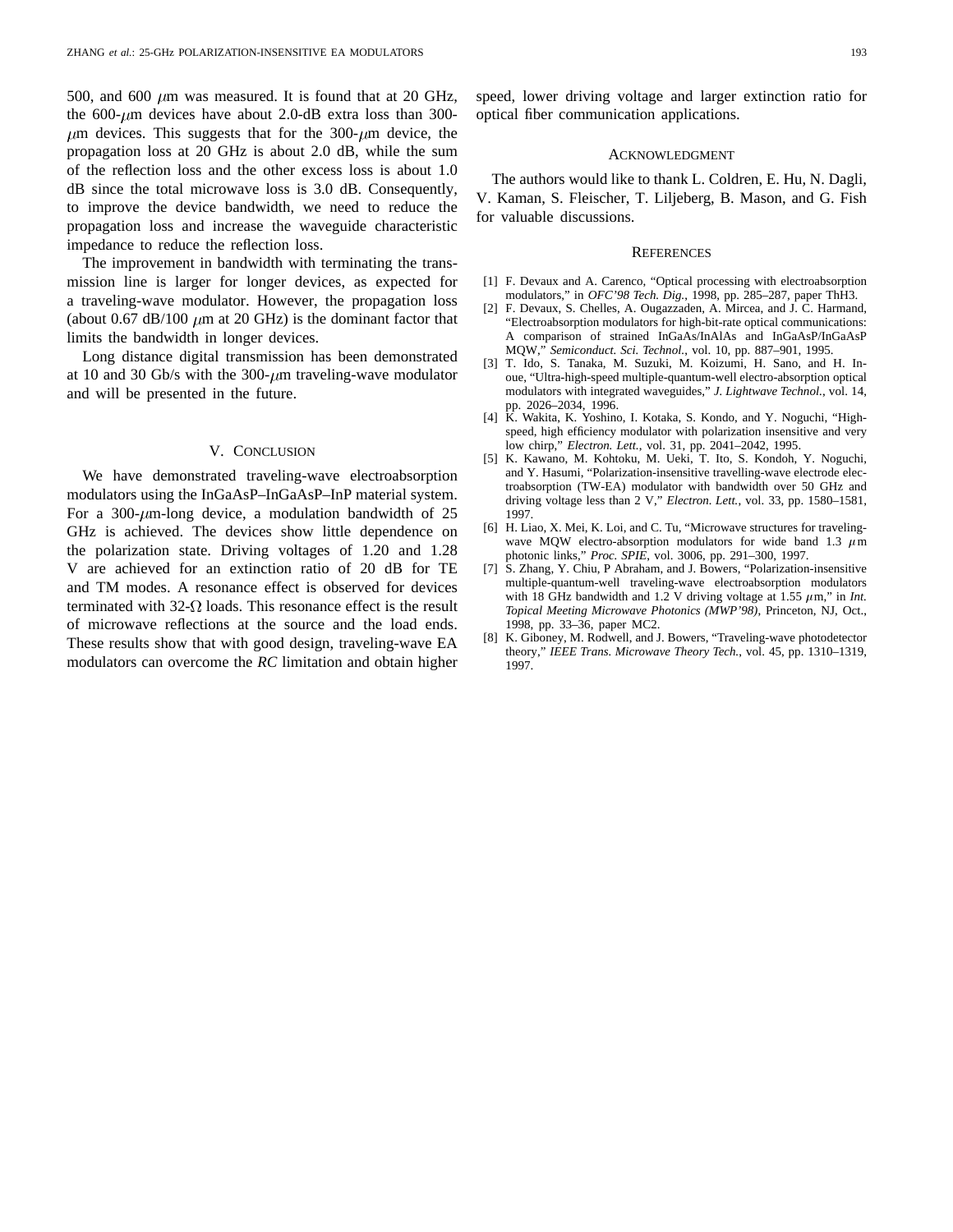500, and 600 $\mu$m was measured. It is found that at 20 GHz, the 600-$\mu$m devices have about 2.0-dB extra loss than 300-$\mu$m devices. This suggests that for the 300-$\mu$m device, the propagation loss at 20 GHz is about 2.0 dB, while the sum of the reflection loss and the other excess loss is about 1.0 dB since the total microwave loss is 3.0 dB. Consequently, to improve the device bandwidth, we need to reduce the propagation loss and increase the waveguide characteristic impedance to reduce the reflection loss.

The improvement in bandwidth with terminating the transmission line is larger for longer devices, as expected for a traveling-wave modulator. However, the propagation loss (about 0.67 dB/100 $\mu$m at 20 GHz) is the dominant factor that limits the bandwidth in longer devices.

Long distance digital transmission has been demonstrated at 10 and 30 Gb/s with the 300-$\mu$m traveling-wave modulator and will be presented in the future.

## V. Conclusion

We have demonstrated traveling-wave electroabsorption modulators using the InGaAsP–InGaAsP–InP material system. For a 300-$\mu$m-long device, a modulation bandwidth of 25 GHz is achieved. The devices show little dependence on the polarization state. Driving voltages of 1.20 and 1.28 V are achieved for an extinction ratio of 20 dB for TE and TM modes. A resonance effect is observed for devices terminated with 32-$\Omega$ loads. This resonance effect is the result of microwave reflections at the source and the load ends. These results show that with good design, traveling-wave EA modulators can overcome the *RC* limitation and obtain higher speed, lower driving voltage and larger extinction ratio for optical fiber communication applications.

## Acknowledgment

The authors would like to thank L. Coldren, E. Hu, N. Dagli, V. Kaman, S. Fleischer, T. Liljeberg, B. Mason, and G. Fish for valuable discussions.

## References

[1] F. Devaux and A. Carenco, "Optical processing with electroabsorption modulators," in *OFC'98 Tech. Dig.*, 1998, pp. 285–287, paper ThH3.

[2] F. Devaux, S. Chelles, A. Ougazzaden, A. Mircea, and J. C. Harmand, "Electroabsorption modulators for high-bit-rate optical communications: A comparison of strained InGaAs/InAlAs and InGaAsP/InGaAsP MQW," *Semiconduct. Sci. Technol.*, vol. 10, pp. 887–901, 1995.

[3] T. Ido, S. Tanaka, M. Suzuki, M. Koizumi, H. Sano, and H. Inoue, "Ultra-high-speed multiple-quantum-well electro-absorption optical modulators with integrated waveguides," *J. Lightwave Technol.*, vol. 14, pp. 2026–2034, 1996.

[4] K. Wakita, K. Yoshino, I. Kotaka, S. Kondo, and Y. Noguchi, "High-speed, high efficiency modulator with polarization insensitive and very low chirp," *Electron. Lett.*, vol. 31, pp. 2041–2042, 1995.

[5] K. Kawano, M. Kohtoku, M. Ueki, T. Ito, S. Kondoh, Y. Noguchi, and Y. Hasumi, "Polarization-insensitive travelling-wave electrode electroabsorption (TW-EA) modulator with bandwidth over 50 GHz and driving voltage less than 2 V," *Electron. Lett.*, vol. 33, pp. 1580–1581, 1997.

[6] H. Liao, X. Mei, K. Loi, and C. Tu, "Microwave structures for traveling-wave MQW electro-absorption modulators for wide band 1.3 $\mu$m photonic links," *Proc. SPIE*, vol. 3006, pp. 291–300, 1997.

[7] S. Zhang, Y. Chiu, P Abraham, and J. Bowers, "Polarization-insensitive multiple-quantum-well traveling-wave electroabsorption modulators with 18 GHz bandwidth and 1.2 V driving voltage at 1.55 $\mu$m," in *Int. Topical Meeting Microwave Photonics (MWP'98)*, Princeton, NJ, Oct., 1998, pp. 33–36, paper MC2.

[8] K. Giboney, M. Rodwell, and J. Bowers, "Traveling-wave photodetector theory," *IEEE Trans. Microwave Theory Tech.*, vol. 45, pp. 1310–1319, 1997.